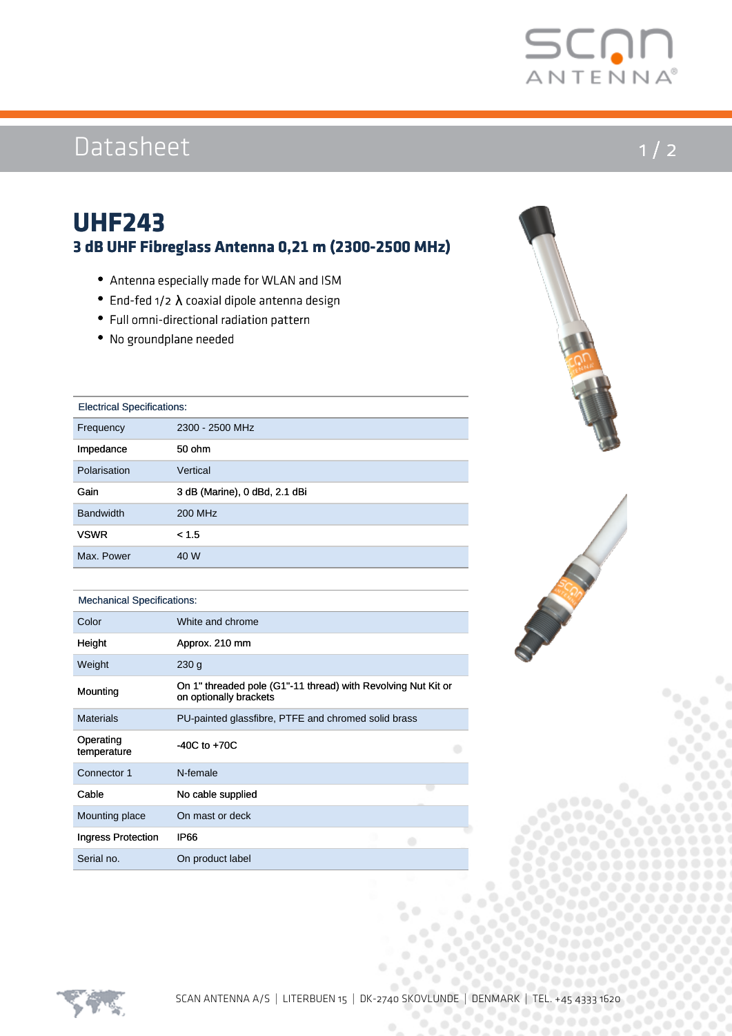# UHF243

## 3 dB UHF Fibreglass Antenna 0,21 m (2300-2500 MHz)

- Antenna especially made for WLAN and ISM
- End-fed 1/2 λ coaxial dipole antenna design
- Full omni-directional radiation pattern
- No groundplane needed

| Electrical Specifications: | |
|---|---|
| Frequency | 2300 - 2500 MHz |
| Impedance | 50 ohm |
| Polarisation | Vertical |
| Gain | 3 dB (Marine), 0 dBd, 2.1 dBi |
| Bandwidth | 200 MHz |
| VSWR | < 1.5 |
| Max. Power | 40 W |

| Mechanical Specifications: | |
|---|---|
| Color | White and chrome |
| Height | Approx. 210 mm |
| Weight | 230 g |
| Mounting | On 1" threaded pole (G1"-11 thread) with Revolving Nut Kit or on optionally brackets |
| Materials | PU-painted glassfibre, PTFE and chromed solid brass |
| Operating temperature | -40C to +70C |
| Connector 1 | N-female |
| Cable | No cable supplied |
| Mounting place | On mast or deck |
| Ingress Protection | IP66 |
| Serial no. | On product label |

SCAN ANTENNA A/S | LITERBUEN 15 | DK-2740 SKOVLUNDE | DENMARK | TEL. +45 4333 1620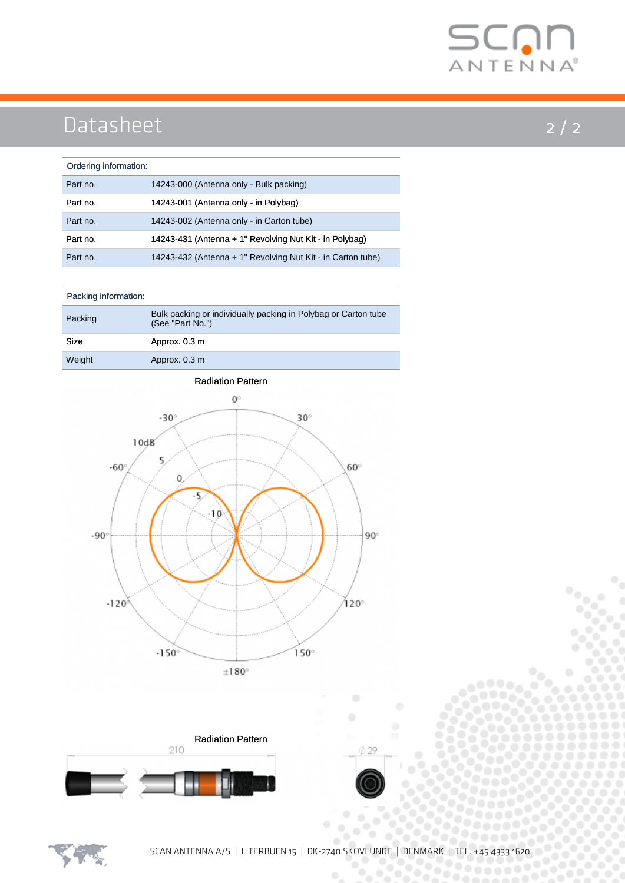# Datasheet

| Ordering information: | |
|---|---|
| Part no. | 14243-000 (Antenna only - Bulk packing) |
| Part no. | 14243-001 (Antenna only - in Polybag) |
| Part no. | 14243-002 (Antenna only - in Carton tube) |
| Part no. | 14243-431 (Antenna + 1" Revolving Nut Kit - in Polybag) |
| Part no. | 14243-432 (Antenna + 1" Revolving Nut Kit - in Carton tube) |

| Packing information: | |
|---|---|
| Packing | Bulk packing or individually packing in Polybag or Carton tube (See "Part No.") |
| Size | Approx. 0.3 m |
| Weight | Approx. 0.3 m |

Radiation Pattern

0°
30°
60°
90°
120°
150°
±180°
-150°
-120°
-90°
-60°
-30°
10dB
5
0
-5
-10

Radiation Pattern

210

Ø29

SCAN ANTENNA A/S | LITERBUEN 15 | DK-2740 SKOVLUNDE | DENMARK | TEL. +45 4333 1620